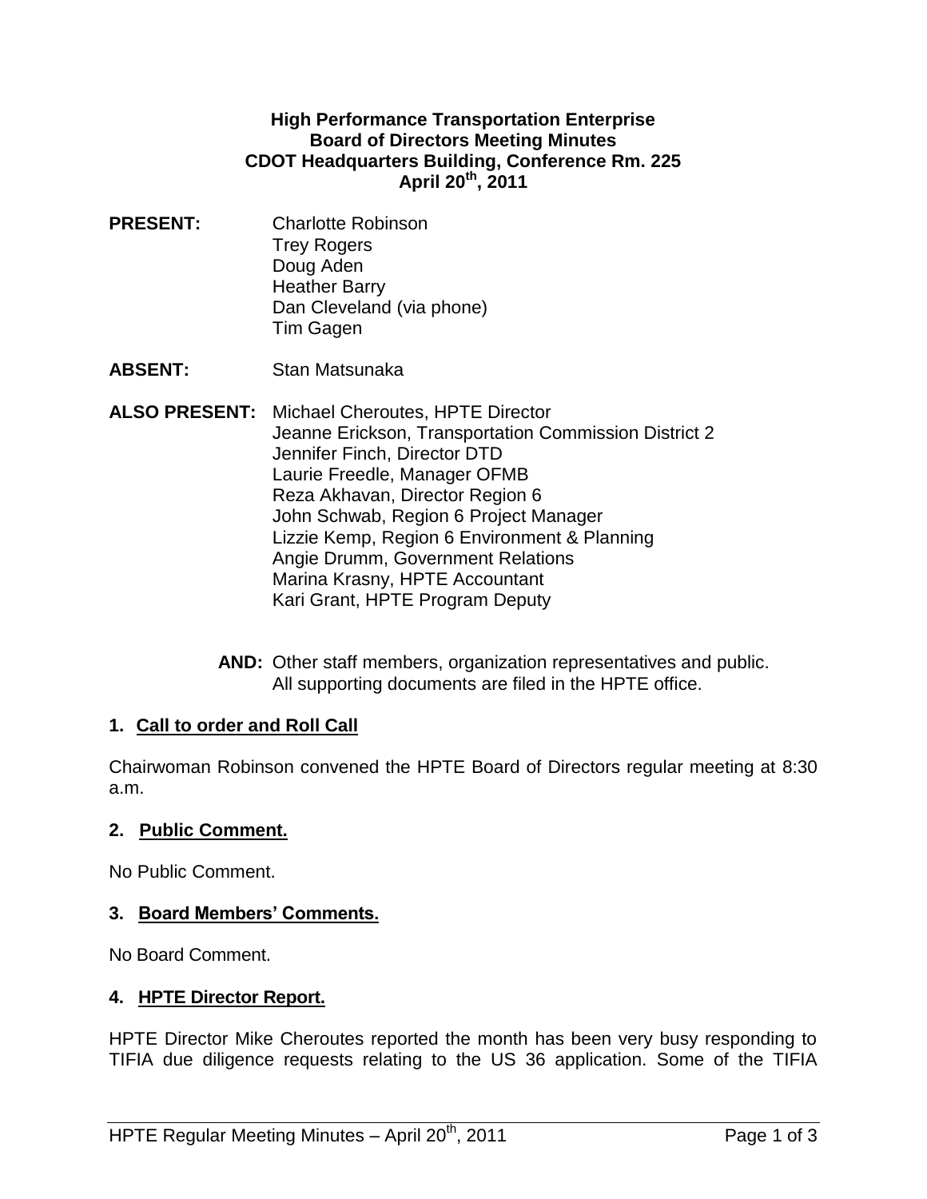**High Performance Transportation Enterprise**
**Board of Directors Meeting Minutes**
**CDOT Headquarters Building, Conference Rm. 225**
**April 20th, 2011**

**PRESENT:** Charlotte Robinson
Trey Rogers
Doug Aden
Heather Barry
Dan Cleveland (via phone)
Tim Gagen

**ABSENT:** Stan Matsunaka

**ALSO PRESENT:** Michael Cheroutes, HPTE Director
Jeanne Erickson, Transportation Commission District 2
Jennifer Finch, Director DTD
Laurie Freedle, Manager OFMB
Reza Akhavan, Director Region 6
John Schwab, Region 6 Project Manager
Lizzie Kemp, Region 6 Environment & Planning
Angie Drumm, Government Relations
Marina Krasny, HPTE Accountant
Kari Grant, HPTE Program Deputy

**AND:** Other staff members, organization representatives and public.
All supporting documents are filed in the HPTE office.

### 1. Call to order and Roll Call

Chairwoman Robinson convened the HPTE Board of Directors regular meeting at 8:30 a.m.

### 2. Public Comment.

No Public Comment.

### 3. Board Members' Comments.

No Board Comment.

### 4. HPTE Director Report.

HPTE Director Mike Cheroutes reported the month has been very busy responding to TIFIA due diligence requests relating to the US 36 application. Some of the TIFIA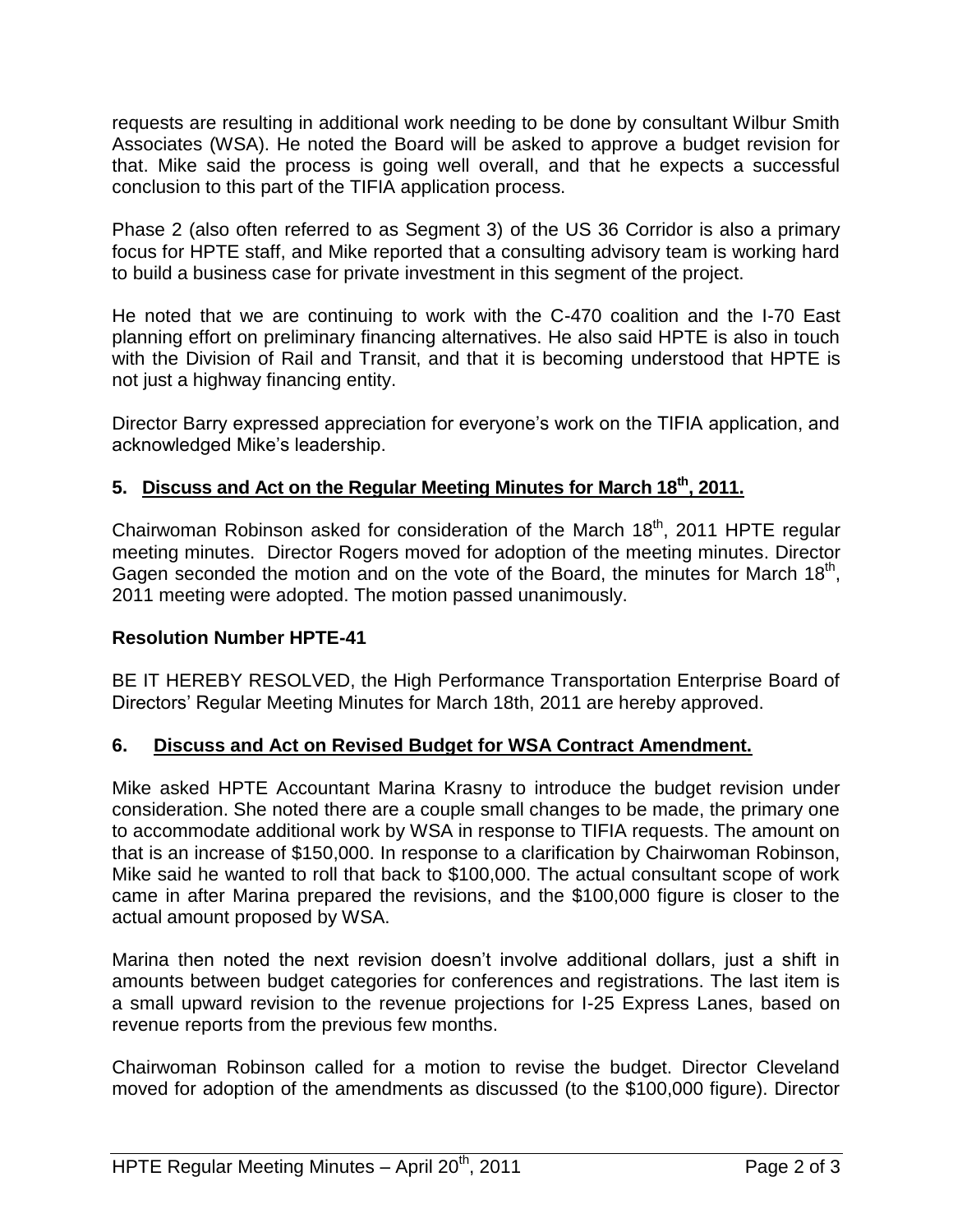requests are resulting in additional work needing to be done by consultant Wilbur Smith Associates (WSA). He noted the Board will be asked to approve a budget revision for that. Mike said the process is going well overall, and that he expects a successful conclusion to this part of the TIFIA application process.

Phase 2 (also often referred to as Segment 3) of the US 36 Corridor is also a primary focus for HPTE staff, and Mike reported that a consulting advisory team is working hard to build a business case for private investment in this segment of the project.

He noted that we are continuing to work with the C-470 coalition and the I-70 East planning effort on preliminary financing alternatives. He also said HPTE is also in touch with the Division of Rail and Transit, and that it is becoming understood that HPTE is not just a highway financing entity.

Director Barry expressed appreciation for everyone's work on the TIFIA application, and acknowledged Mike's leadership.

## 5. Discuss and Act on the Regular Meeting Minutes for March 18th, 2011.

Chairwoman Robinson asked for consideration of the March 18th, 2011 HPTE regular meeting minutes. Director Rogers moved for adoption of the meeting minutes. Director Gagen seconded the motion and on the vote of the Board, the minutes for March 18th, 2011 meeting were adopted. The motion passed unanimously.

### Resolution Number HPTE-41

BE IT HEREBY RESOLVED, the High Performance Transportation Enterprise Board of Directors' Regular Meeting Minutes for March 18th, 2011 are hereby approved.

## 6. Discuss and Act on Revised Budget for WSA Contract Amendment.

Mike asked HPTE Accountant Marina Krasny to introduce the budget revision under consideration. She noted there are a couple small changes to be made, the primary one to accommodate additional work by WSA in response to TIFIA requests. The amount on that is an increase of $150,000. In response to a clarification by Chairwoman Robinson, Mike said he wanted to roll that back to $100,000. The actual consultant scope of work came in after Marina prepared the revisions, and the $100,000 figure is closer to the actual amount proposed by WSA.

Marina then noted the next revision doesn't involve additional dollars, just a shift in amounts between budget categories for conferences and registrations. The last item is a small upward revision to the revenue projections for I-25 Express Lanes, based on revenue reports from the previous few months.

Chairwoman Robinson called for a motion to revise the budget. Director Cleveland moved for adoption of the amendments as discussed (to the $100,000 figure). Director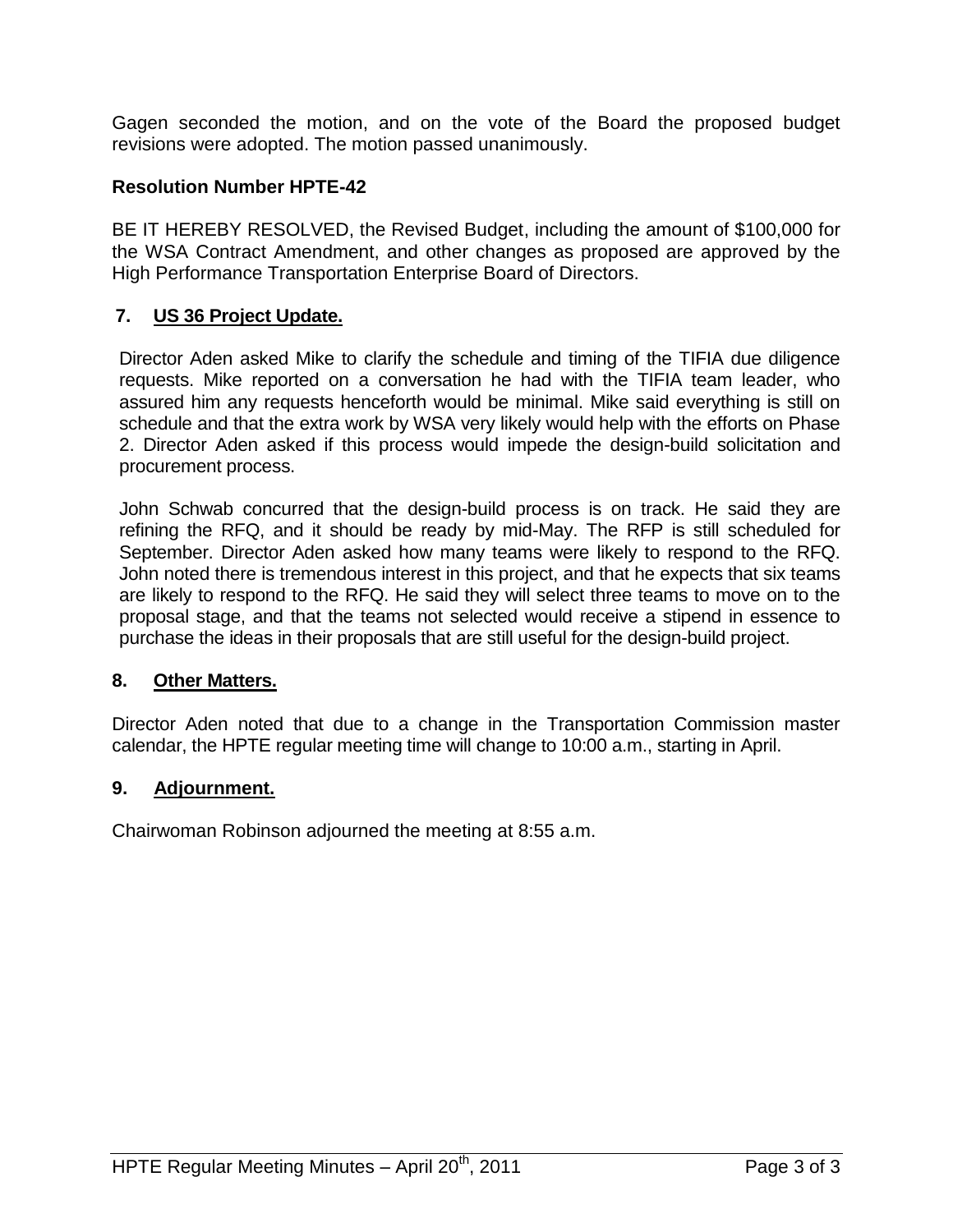Gagen seconded the motion, and on the vote of the Board the proposed budget revisions were adopted. The motion passed unanimously.

**Resolution Number HPTE-42**

BE IT HEREBY RESOLVED, the Revised Budget, including the amount of $100,000 for the WSA Contract Amendment, and other changes as proposed are approved by the High Performance Transportation Enterprise Board of Directors.

## 7. <u>US 36 Project Update.</u>

Director Aden asked Mike to clarify the schedule and timing of the TIFIA due diligence requests. Mike reported on a conversation he had with the TIFIA team leader, who assured him any requests henceforth would be minimal. Mike said everything is still on schedule and that the extra work by WSA very likely would help with the efforts on Phase 2. Director Aden asked if this process would impede the design-build solicitation and procurement process.

John Schwab concurred that the design-build process is on track. He said they are refining the RFQ, and it should be ready by mid-May. The RFP is still scheduled for September. Director Aden asked how many teams were likely to respond to the RFQ. John noted there is tremendous interest in this project, and that he expects that six teams are likely to respond to the RFQ. He said they will select three teams to move on to the proposal stage, and that the teams not selected would receive a stipend in essence to purchase the ideas in their proposals that are still useful for the design-build project.

## 8. <u>Other Matters.</u>

Director Aden noted that due to a change in the Transportation Commission master calendar, the HPTE regular meeting time will change to 10:00 a.m., starting in April.

## 9. <u>Adjournment.</u>

Chairwoman Robinson adjourned the meeting at 8:55 a.m.